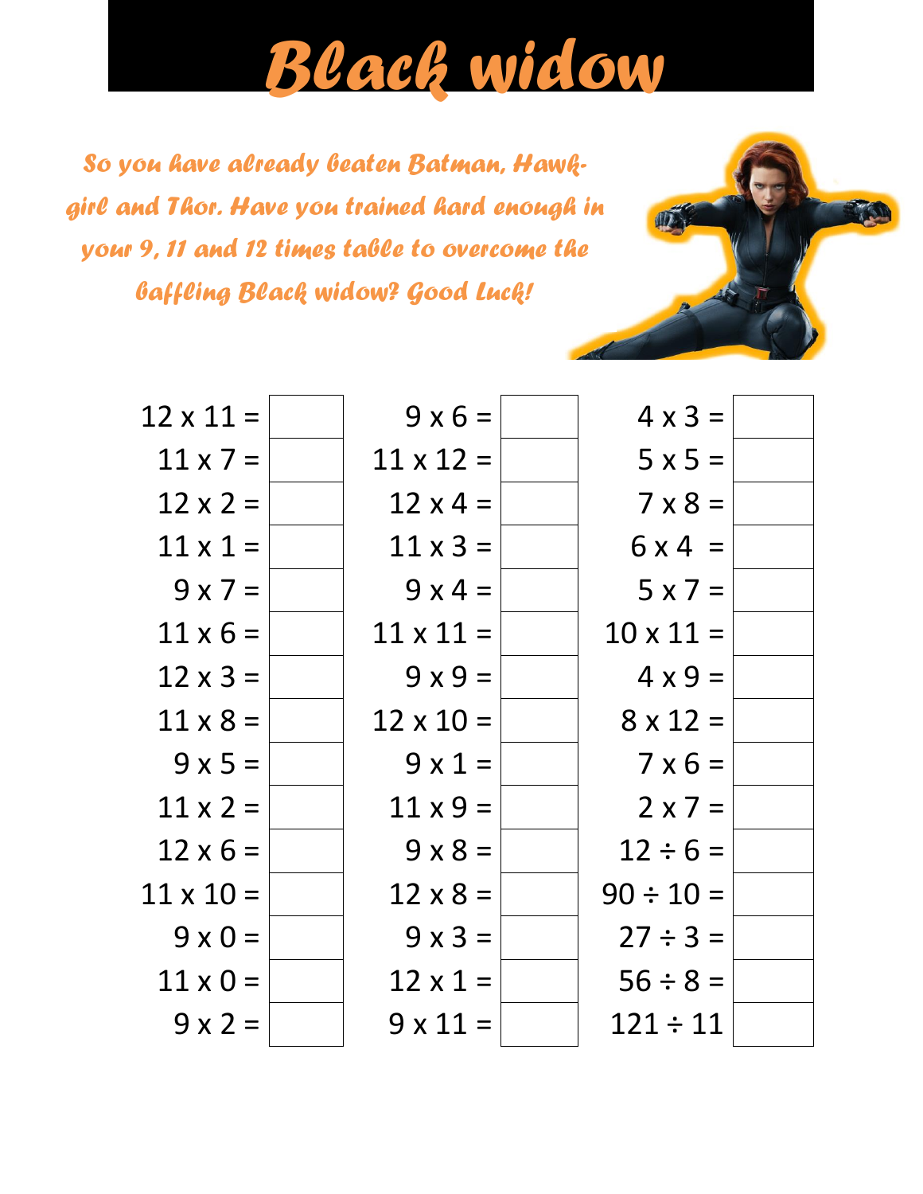# Black widow

*So you have already beaten Batman, Hawk-girl and Thor. Have you trained hard enough in your 9, 11 and 12 times table to overcome the baffling Black widow? Good Luck!*

| | | | | | |
|---|---|---|---|---|---|
| 12 x 11 = | | 9 x 6 = | | 4 x 3 = | |
| 11 x 7 = | | 11 x 12 = | | 5 x 5 = | |
| 12 x 2 = | | 12 x 4 = | | 7 x 8 = | |
| 11 x 1 = | | 11 x 3 = | | 6 x 4 = | |
| 9 x 7 = | | 9 x 4 = | | 5 x 7 = | |
| 11 x 6 = | | 11 x 11 = | | 10 x 11 = | |
| 12 x 3 = | | 9 x 9 = | | 4 x 9 = | |
| 11 x 8 = | | 12 x 10 = | | 8 x 12 = | |
| 9 x 5 = | | 9 x 1 = | | 7 x 6 = | |
| 11 x 2 = | | 11 x 9 = | | 2 x 7 = | |
| 12 x 6 = | | 9 x 8 = | | 12 ÷ 6 = | |
| 11 x 10 = | | 12 x 8 = | | 90 ÷ 10 = | |
| 9 x 0 = | | 9 x 3 = | | 27 ÷ 3 = | |
| 11 x 0 = | | 12 x 1 = | | 56 ÷ 8 = | |
| 9 x 2 = | | 9 x 11 = | | 121 ÷ 11 | |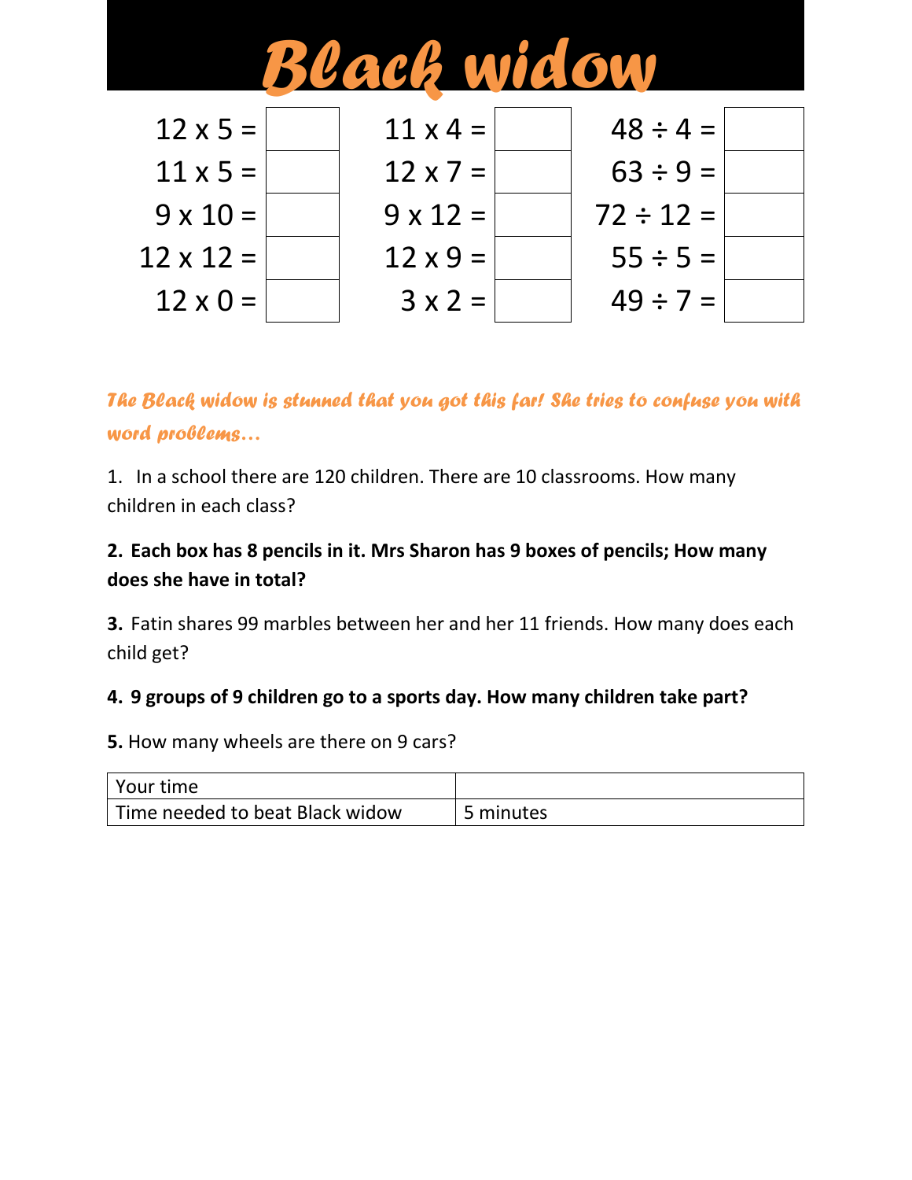# Black widow

| | | | | | |
|---|---|---|---|---|---|
| 12 x 5 = | | 11 x 4 = | | 48 ÷ 4 = | |
| 11 x 5 = | | 12 x 7 = | | 63 ÷ 9 = | |
| 9 x 10 = | | 9 x 12 = | | 72 ÷ 12 = | |
| 12 x 12 = | | 12 x 9 = | | 55 ÷ 5 = | |
| 12 x 0 = | | 3 x 2 = | | 49 ÷ 7 = | |

*The Black widow is stunned that you got this far! She tries to confuse you with word problems…*

1. In a school there are 120 children. There are 10 classrooms. How many children in each class?

**2. Each box has 8 pencils in it. Mrs Sharon has 9 boxes of pencils; How many does she have in total?**

**3.** Fatin shares 99 marbles between her and her 11 friends. How many does each child get?

**4. 9 groups of 9 children go to a sports day. How many children take part?**

**5.** How many wheels are there on 9 cars?

| | |
|---|---|
| Your time | |
| Time needed to beat Black widow | 5 minutes |